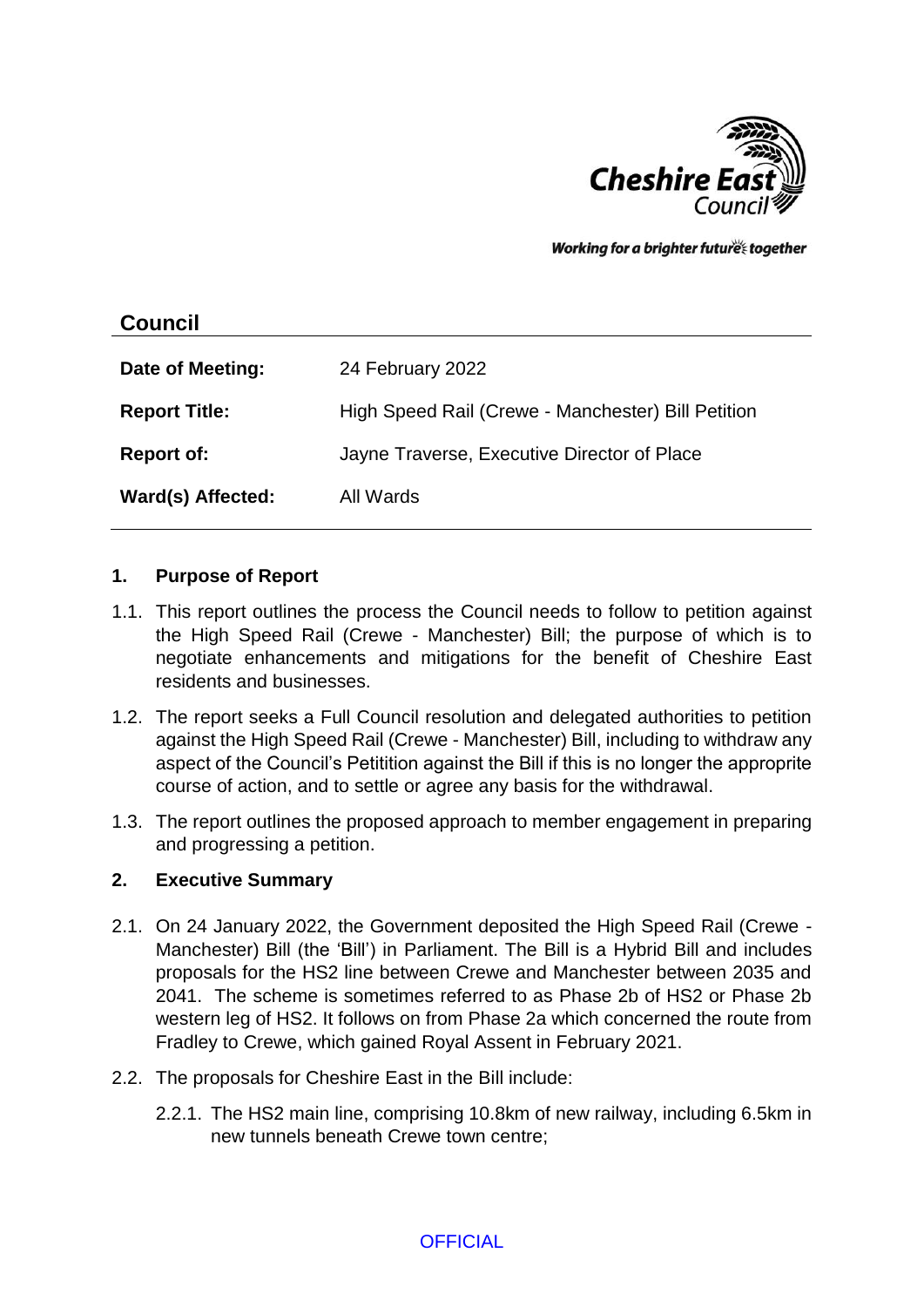**Cheshire East Council**

*Working for a brighter futures together*

## Council

| | |
|---|---|
| **Date of Meeting:** | 24 February 2022 |
| **Report Title:** | High Speed Rail (Crewe - Manchester) Bill Petition |
| **Report of:** | Jayne Traverse, Executive Director of Place |
| **Ward(s) Affected:** | All Wards |

### 1. Purpose of Report

1.1. This report outlines the process the Council needs to follow to petition against the High Speed Rail (Crewe - Manchester) Bill; the purpose of which is to negotiate enhancements and mitigations for the benefit of Cheshire East residents and businesses.

1.2. The report seeks a Full Council resolution and delegated authorities to petition against the High Speed Rail (Crewe - Manchester) Bill, including to withdraw any aspect of the Council's Petitition against the Bill if this is no longer the appropraite course of action, and to settle or agree any basis for the withdrawal.

1.3. The report outlines the proposed approach to member engagement in preparing and progressing a petition.

### 2. Executive Summary

2.1. On 24 January 2022, the Government deposited the High Speed Rail (Crewe - Manchester) Bill (the 'Bill') in Parliament. The Bill is a Hybrid Bill and includes proposals for the HS2 line between Crewe and Manchester between 2035 and 2041. The scheme is sometimes referred to as Phase 2b of HS2 or Phase 2b western leg of HS2. It follows on from Phase 2a which concerned the route from Fradley to Crewe, which gained Royal Assent in February 2021.

2.2. The proposals for Cheshire East in the Bill include:

2.2.1. The HS2 main line, comprising 10.8km of new railway, including 6.5km in new tunnels beneath Crewe town centre;

OFFICIAL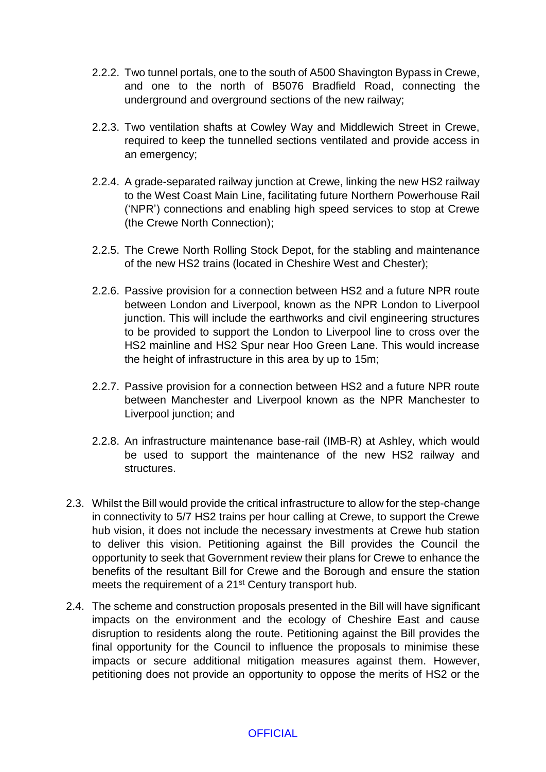2.2.2. Two tunnel portals, one to the south of A500 Shavington Bypass in Crewe, and one to the north of B5076 Bradfield Road, connecting the underground and overground sections of the new railway;

2.2.3. Two ventilation shafts at Cowley Way and Middlewich Street in Crewe, required to keep the tunnelled sections ventilated and provide access in an emergency;

2.2.4. A grade-separated railway junction at Crewe, linking the new HS2 railway to the West Coast Main Line, facilitating future Northern Powerhouse Rail ('NPR') connections and enabling high speed services to stop at Crewe (the Crewe North Connection);

2.2.5. The Crewe North Rolling Stock Depot, for the stabling and maintenance of the new HS2 trains (located in Cheshire West and Chester);

2.2.6. Passive provision for a connection between HS2 and a future NPR route between London and Liverpool, known as the NPR London to Liverpool junction. This will include the earthworks and civil engineering structures to be provided to support the London to Liverpool line to cross over the HS2 mainline and HS2 Spur near Hoo Green Lane. This would increase the height of infrastructure in this area by up to 15m;

2.2.7. Passive provision for a connection between HS2 and a future NPR route between Manchester and Liverpool known as the NPR Manchester to Liverpool junction; and

2.2.8. An infrastructure maintenance base-rail (IMB-R) at Ashley, which would be used to support the maintenance of the new HS2 railway and structures.

2.3. Whilst the Bill would provide the critical infrastructure to allow for the step-change in connectivity to 5/7 HS2 trains per hour calling at Crewe, to support the Crewe hub vision, it does not include the necessary investments at Crewe hub station to deliver this vision. Petitioning against the Bill provides the Council the opportunity to seek that Government review their plans for Crewe to enhance the benefits of the resultant Bill for Crewe and the Borough and ensure the station meets the requirement of a 21st Century transport hub.

2.4. The scheme and construction proposals presented in the Bill will have significant impacts on the environment and the ecology of Cheshire East and cause disruption to residents along the route. Petitioning against the Bill provides the final opportunity for the Council to influence the proposals to minimise these impacts or secure additional mitigation measures against them. However, petitioning does not provide an opportunity to oppose the merits of HS2 or the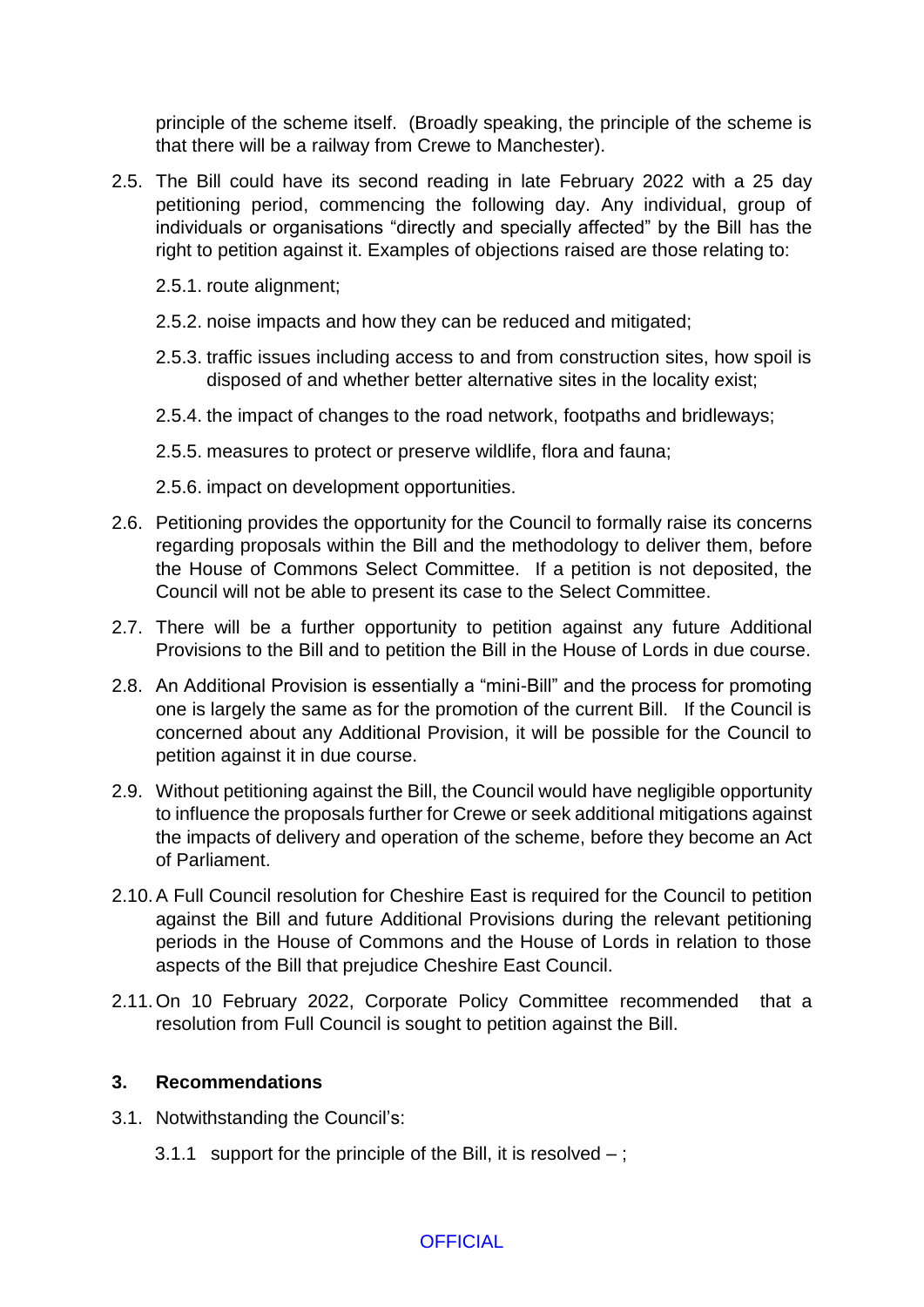principle of the scheme itself. (Broadly speaking, the principle of the scheme is that there will be a railway from Crewe to Manchester).

2.5. The Bill could have its second reading in late February 2022 with a 25 day petitioning period, commencing the following day. Any individual, group of individuals or organisations "directly and specially affected" by the Bill has the right to petition against it. Examples of objections raised are those relating to:

2.5.1. route alignment;

2.5.2. noise impacts and how they can be reduced and mitigated;

2.5.3. traffic issues including access to and from construction sites, how spoil is disposed of and whether better alternative sites in the locality exist;

2.5.4. the impact of changes to the road network, footpaths and bridleways;

2.5.5. measures to protect or preserve wildlife, flora and fauna;

2.5.6. impact on development opportunities.

2.6. Petitioning provides the opportunity for the Council to formally raise its concerns regarding proposals within the Bill and the methodology to deliver them, before the House of Commons Select Committee. If a petition is not deposited, the Council will not be able to present its case to the Select Committee.

2.7. There will be a further opportunity to petition against any future Additional Provisions to the Bill and to petition the Bill in the House of Lords in due course.

2.8. An Additional Provision is essentially a "mini-Bill" and the process for promoting one is largely the same as for the promotion of the current Bill. If the Council is concerned about any Additional Provision, it will be possible for the Council to petition against it in due course.

2.9. Without petitioning against the Bill, the Council would have negligible opportunity to influence the proposals further for Crewe or seek additional mitigations against the impacts of delivery and operation of the scheme, before they become an Act of Parliament.

2.10. A Full Council resolution for Cheshire East is required for the Council to petition against the Bill and future Additional Provisions during the relevant petitioning periods in the House of Commons and the House of Lords in relation to those aspects of the Bill that prejudice Cheshire East Council.

2.11. On 10 February 2022, Corporate Policy Committee recommended that a resolution from Full Council is sought to petition against the Bill.

## 3. Recommendations

3.1. Notwithstanding the Council's:

3.1.1 support for the principle of the Bill, it is resolved – ;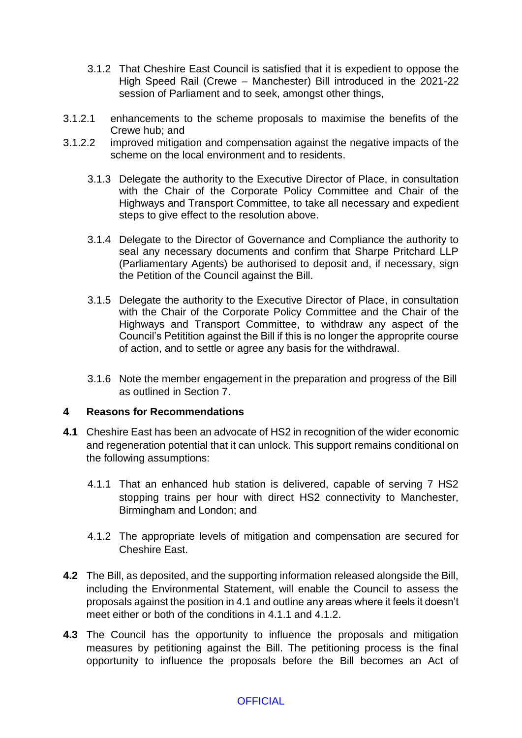3.1.2 That Cheshire East Council is satisfied that it is expedient to oppose the High Speed Rail (Crewe – Manchester) Bill introduced in the 2021-22 session of Parliament and to seek, amongst other things,

3.1.2.1 enhancements to the scheme proposals to maximise the benefits of the Crewe hub; and

3.1.2.2 improved mitigation and compensation against the negative impacts of the scheme on the local environment and to residents.

3.1.3 Delegate the authority to the Executive Director of Place, in consultation with the Chair of the Corporate Policy Committee and Chair of the Highways and Transport Committee, to take all necessary and expedient steps to give effect to the resolution above.

3.1.4 Delegate to the Director of Governance and Compliance the authority to seal any necessary documents and confirm that Sharpe Pritchard LLP (Parliamentary Agents) be authorised to deposit and, if necessary, sign the Petition of the Council against the Bill.

3.1.5 Delegate the authority to the Executive Director of Place, in consultation with the Chair of the Corporate Policy Committee and the Chair of the Highways and Transport Committee, to withdraw any aspect of the Council's Petitition against the Bill if this is no longer the approprite course of action, and to settle or agree any basis for the withdrawal.

3.1.6 Note the member engagement in the preparation and progress of the Bill as outlined in Section 7.

## 4 Reasons for Recommendations

**4.1** Cheshire East has been an advocate of HS2 in recognition of the wider economic and regeneration potential that it can unlock. This support remains conditional on the following assumptions:

4.1.1 That an enhanced hub station is delivered, capable of serving 7 HS2 stopping trains per hour with direct HS2 connectivity to Manchester, Birmingham and London; and

4.1.2 The appropriate levels of mitigation and compensation are secured for Cheshire East.

**4.2** The Bill, as deposited, and the supporting information released alongside the Bill, including the Environmental Statement, will enable the Council to assess the proposals against the position in 4.1 and outline any areas where it feels it doesn't meet either or both of the conditions in 4.1.1 and 4.1.2.

**4.3** The Council has the opportunity to influence the proposals and mitigation measures by petitioning against the Bill. The petitioning process is the final opportunity to influence the proposals before the Bill becomes an Act of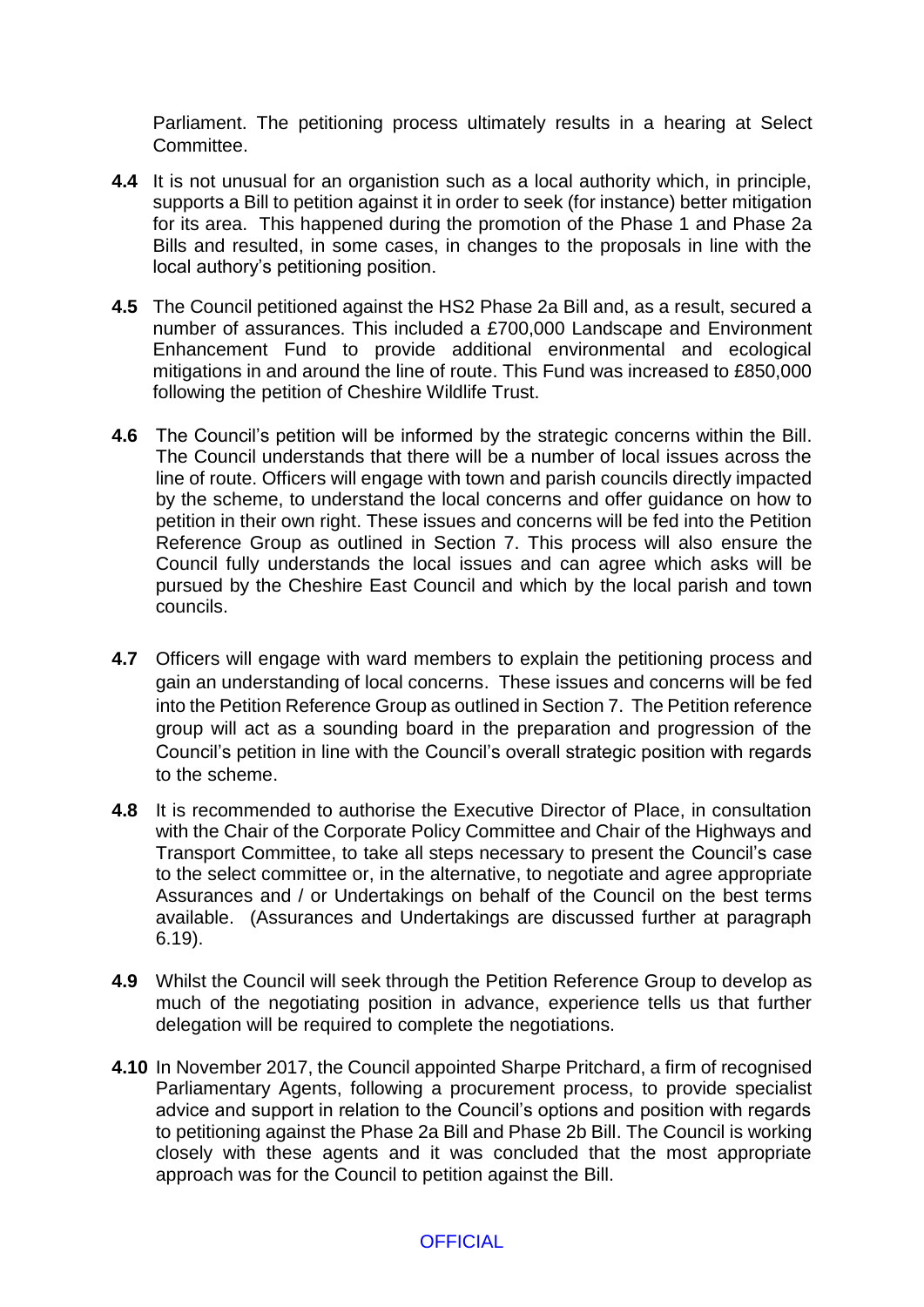Parliament. The petitioning process ultimately results in a hearing at Select Committee.

**4.4** It is not unusual for an organistion such as a local authority which, in principle, supports a Bill to petition against it in order to seek (for instance) better mitigation for its area. This happened during the promotion of the Phase 1 and Phase 2a Bills and resulted, in some cases, in changes to the proposals in line with the local authory's petitioning position.

**4.5** The Council petitioned against the HS2 Phase 2a Bill and, as a result, secured a number of assurances. This included a £700,000 Landscape and Environment Enhancement Fund to provide additional environmental and ecological mitigations in and around the line of route. This Fund was increased to £850,000 following the petition of Cheshire Wildlife Trust.

**4.6** The Council's petition will be informed by the strategic concerns within the Bill. The Council understands that there will be a number of local issues across the line of route. Officers will engage with town and parish councils directly impacted by the scheme, to understand the local concerns and offer guidance on how to petition in their own right. These issues and concerns will be fed into the Petition Reference Group as outlined in Section 7. This process will also ensure the Council fully understands the local issues and can agree which asks will be pursued by the Cheshire East Council and which by the local parish and town councils.

**4.7** Officers will engage with ward members to explain the petitioning process and gain an understanding of local concerns. These issues and concerns will be fed into the Petition Reference Group as outlined in Section 7. The Petition reference group will act as a sounding board in the preparation and progression of the Council's petition in line with the Council's overall strategic position with regards to the scheme.

**4.8** It is recommended to authorise the Executive Director of Place, in consultation with the Chair of the Corporate Policy Committee and Chair of the Highways and Transport Committee, to take all steps necessary to present the Council's case to the select committee or, in the alternative, to negotiate and agree appropriate Assurances and / or Undertakings on behalf of the Council on the best terms available. (Assurances and Undertakings are discussed further at paragraph 6.19).

**4.9** Whilst the Council will seek through the Petition Reference Group to develop as much of the negotiating position in advance, experience tells us that further delegation will be required to complete the negotiations.

**4.10** In November 2017, the Council appointed Sharpe Pritchard, a firm of recognised Parliamentary Agents, following a procurement process, to provide specialist advice and support in relation to the Council's options and position with regards to petitioning against the Phase 2a Bill and Phase 2b Bill. The Council is working closely with these agents and it was concluded that the most appropriate approach was for the Council to petition against the Bill.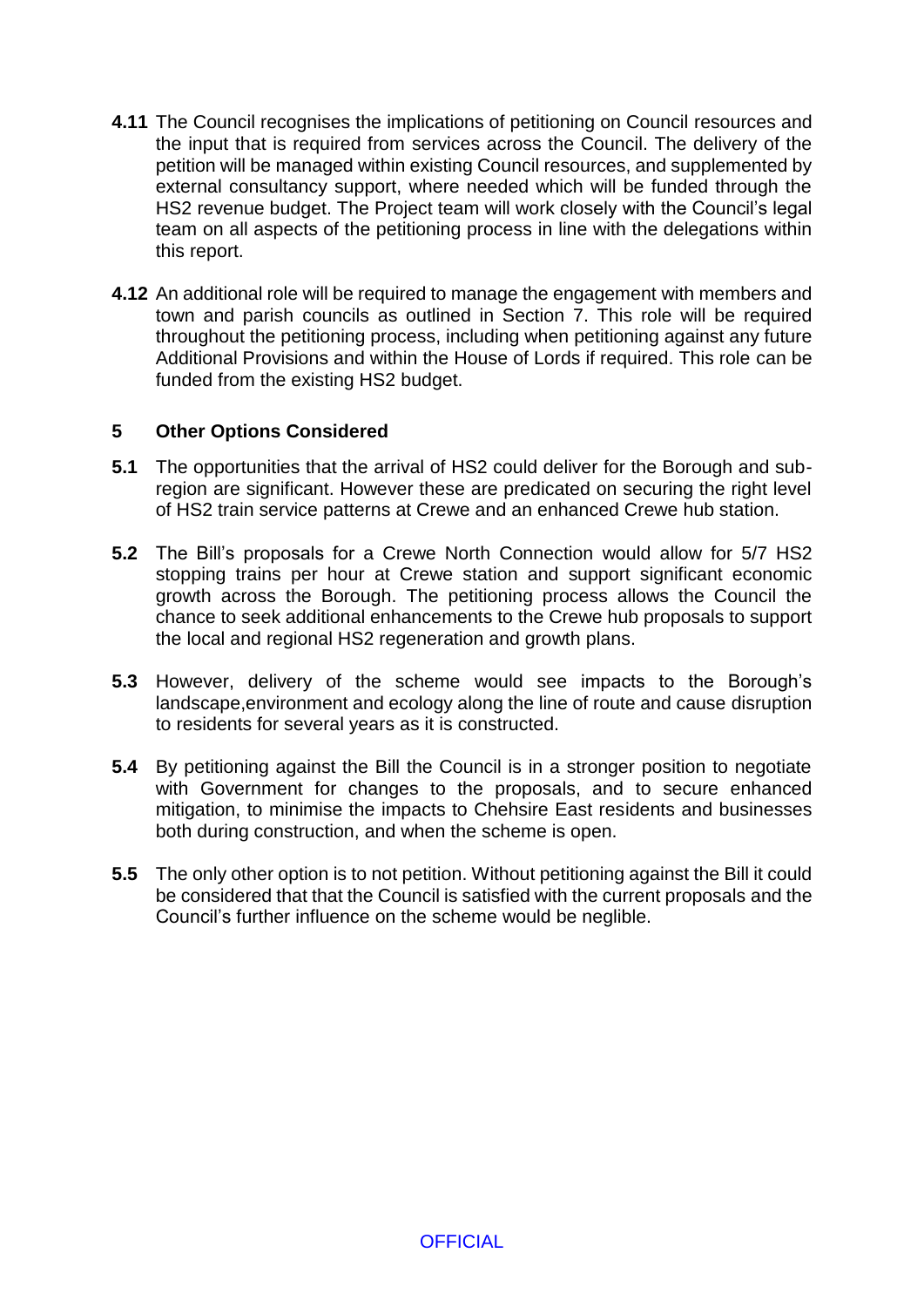**4.11** The Council recognises the implications of petitioning on Council resources and the input that is required from services across the Council. The delivery of the petition will be managed within existing Council resources, and supplemented by external consultancy support, where needed which will be funded through the HS2 revenue budget. The Project team will work closely with the Council's legal team on all aspects of the petitioning process in line with the delegations within this report.

**4.12** An additional role will be required to manage the engagement with members and town and parish councils as outlined in Section 7. This role will be required throughout the petitioning process, including when petitioning against any future Additional Provisions and within the House of Lords if required. This role can be funded from the existing HS2 budget.

## 5 Other Options Considered

**5.1** The opportunities that the arrival of HS2 could deliver for the Borough and sub-region are significant. However these are predicated on securing the right level of HS2 train service patterns at Crewe and an enhanced Crewe hub station.

**5.2** The Bill's proposals for a Crewe North Connection would allow for 5/7 HS2 stopping trains per hour at Crewe station and support significant economic growth across the Borough. The petitioning process allows the Council the chance to seek additional enhancements to the Crewe hub proposals to support the local and regional HS2 regeneration and growth plans.

**5.3** However, delivery of the scheme would see impacts to the Borough's landscape,environment and ecology along the line of route and cause disruption to residents for several years as it is constructed.

**5.4** By petitioning against the Bill the Council is in a stronger position to negotiate with Government for changes to the proposals, and to secure enhanced mitigation, to minimise the impacts to Chehsire East residents and businesses both during construction, and when the scheme is open.

**5.5** The only other option is to not petition. Without petitioning against the Bill it could be considered that that the Council is satisfied with the current proposals and the Council's further influence on the scheme would be neglible.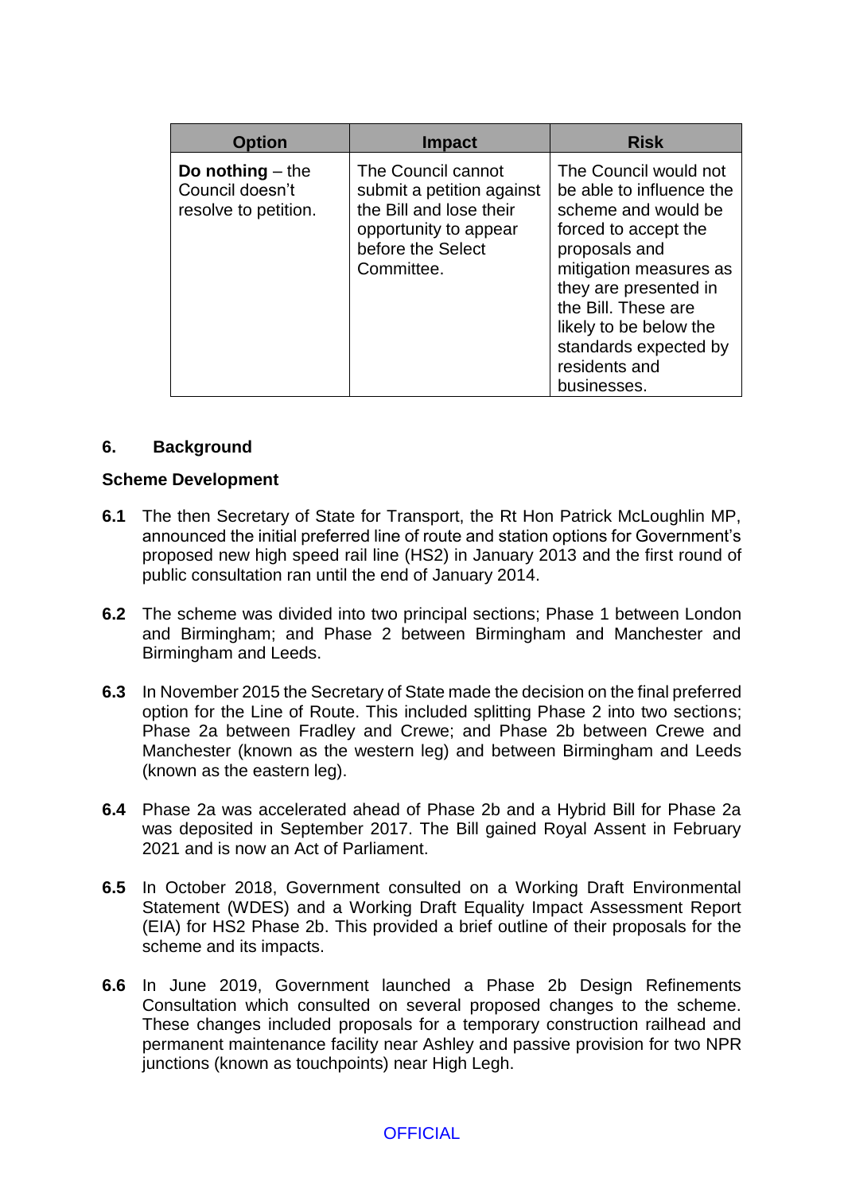| Option | Impact | Risk |
| --- | --- | --- |
| **Do nothing** – the Council doesn't resolve to petition. | The Council cannot submit a petition against the Bill and lose their opportunity to appear before the Select Committee. | The Council would not be able to influence the scheme and would be forced to accept the proposals and mitigation measures as they are presented in the Bill. These are likely to be below the standards expected by residents and businesses. |

## 6. Background

### Scheme Development

**6.1** The then Secretary of State for Transport, the Rt Hon Patrick McLoughlin MP, announced the initial preferred line of route and station options for Government's proposed new high speed rail line (HS2) in January 2013 and the first round of public consultation ran until the end of January 2014.

**6.2** The scheme was divided into two principal sections; Phase 1 between London and Birmingham; and Phase 2 between Birmingham and Manchester and Birmingham and Leeds.

**6.3** In November 2015 the Secretary of State made the decision on the final preferred option for the Line of Route. This included splitting Phase 2 into two sections; Phase 2a between Fradley and Crewe; and Phase 2b between Crewe and Manchester (known as the western leg) and between Birmingham and Leeds (known as the eastern leg).

**6.4** Phase 2a was accelerated ahead of Phase 2b and a Hybrid Bill for Phase 2a was deposited in September 2017. The Bill gained Royal Assent in February 2021 and is now an Act of Parliament.

**6.5** In October 2018, Government consulted on a Working Draft Environmental Statement (WDES) and a Working Draft Equality Impact Assessment Report (EIA) for HS2 Phase 2b. This provided a brief outline of their proposals for the scheme and its impacts.

**6.6** In June 2019, Government launched a Phase 2b Design Refinements Consultation which consulted on several proposed changes to the scheme. These changes included proposals for a temporary construction railhead and permanent maintenance facility near Ashley and passive provision for two NPR junctions (known as touchpoints) near High Legh.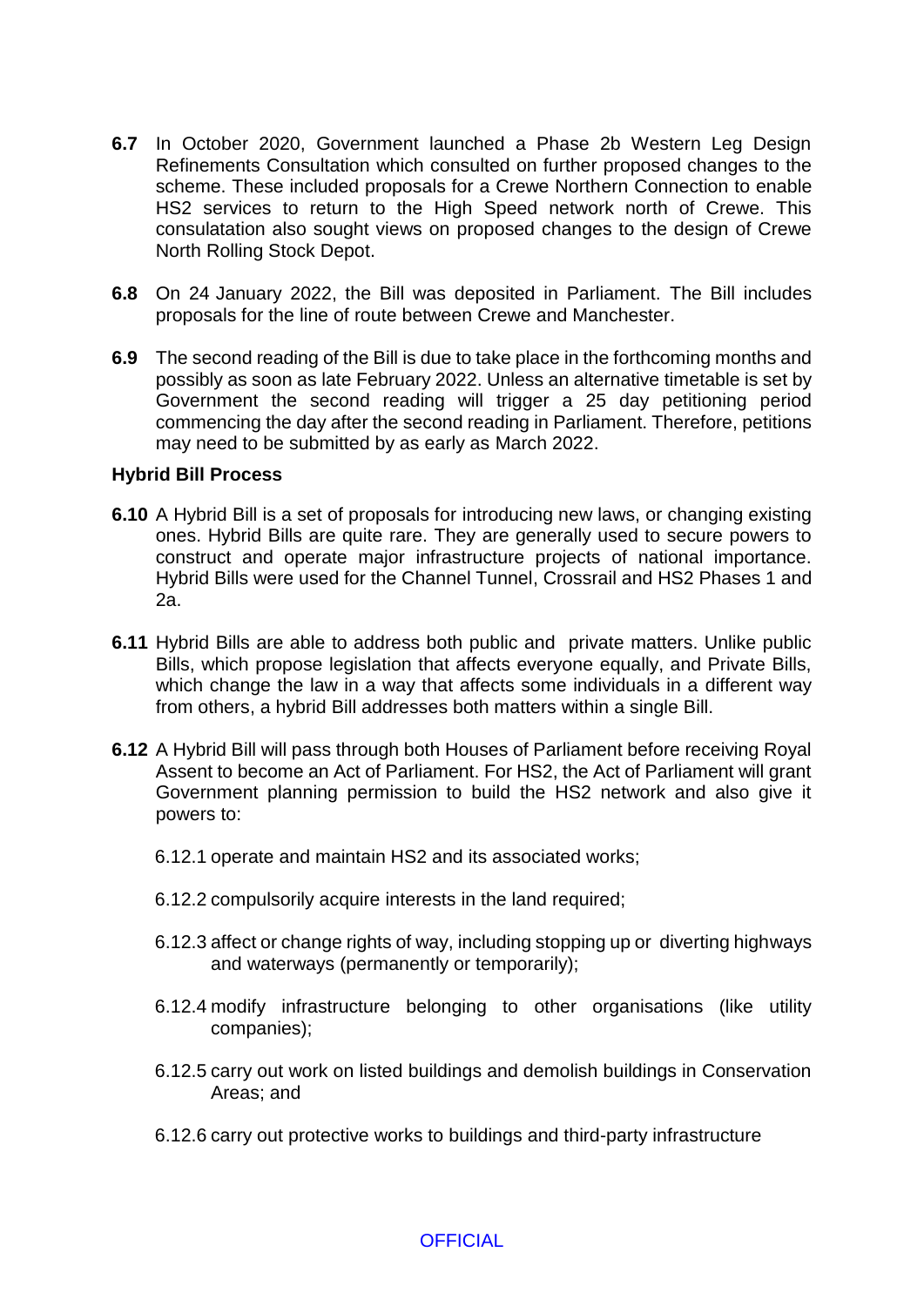**6.7** In October 2020, Government launched a Phase 2b Western Leg Design Refinements Consultation which consulted on further proposed changes to the scheme. These included proposals for a Crewe Northern Connection to enable HS2 services to return to the High Speed network north of Crewe. This consulatation also sought views on proposed changes to the design of Crewe North Rolling Stock Depot.

**6.8** On 24 January 2022, the Bill was deposited in Parliament. The Bill includes proposals for the line of route between Crewe and Manchester.

**6.9** The second reading of the Bill is due to take place in the forthcoming months and possibly as soon as late February 2022. Unless an alternative timetable is set by Government the second reading will trigger a 25 day petitioning period commencing the day after the second reading in Parliament. Therefore, petitions may need to be submitted by as early as March 2022.

**Hybrid Bill Process**

**6.10** A Hybrid Bill is a set of proposals for introducing new laws, or changing existing ones. Hybrid Bills are quite rare. They are generally used to secure powers to construct and operate major infrastructure projects of national importance. Hybrid Bills were used for the Channel Tunnel, Crossrail and HS2 Phases 1 and 2a.

**6.11** Hybrid Bills are able to address both public and private matters. Unlike public Bills, which propose legislation that affects everyone equally, and Private Bills, which change the law in a way that affects some individuals in a different way from others, a hybrid Bill addresses both matters within a single Bill.

**6.12** A Hybrid Bill will pass through both Houses of Parliament before receiving Royal Assent to become an Act of Parliament. For HS2, the Act of Parliament will grant Government planning permission to build the HS2 network and also give it powers to:

6.12.1 operate and maintain HS2 and its associated works;

6.12.2 compulsorily acquire interests in the land required;

6.12.3 affect or change rights of way, including stopping up or diverting highways and waterways (permanently or temporarily);

6.12.4 modify infrastructure belonging to other organisations (like utility companies);

6.12.5 carry out work on listed buildings and demolish buildings in Conservation Areas; and

6.12.6 carry out protective works to buildings and third-party infrastructure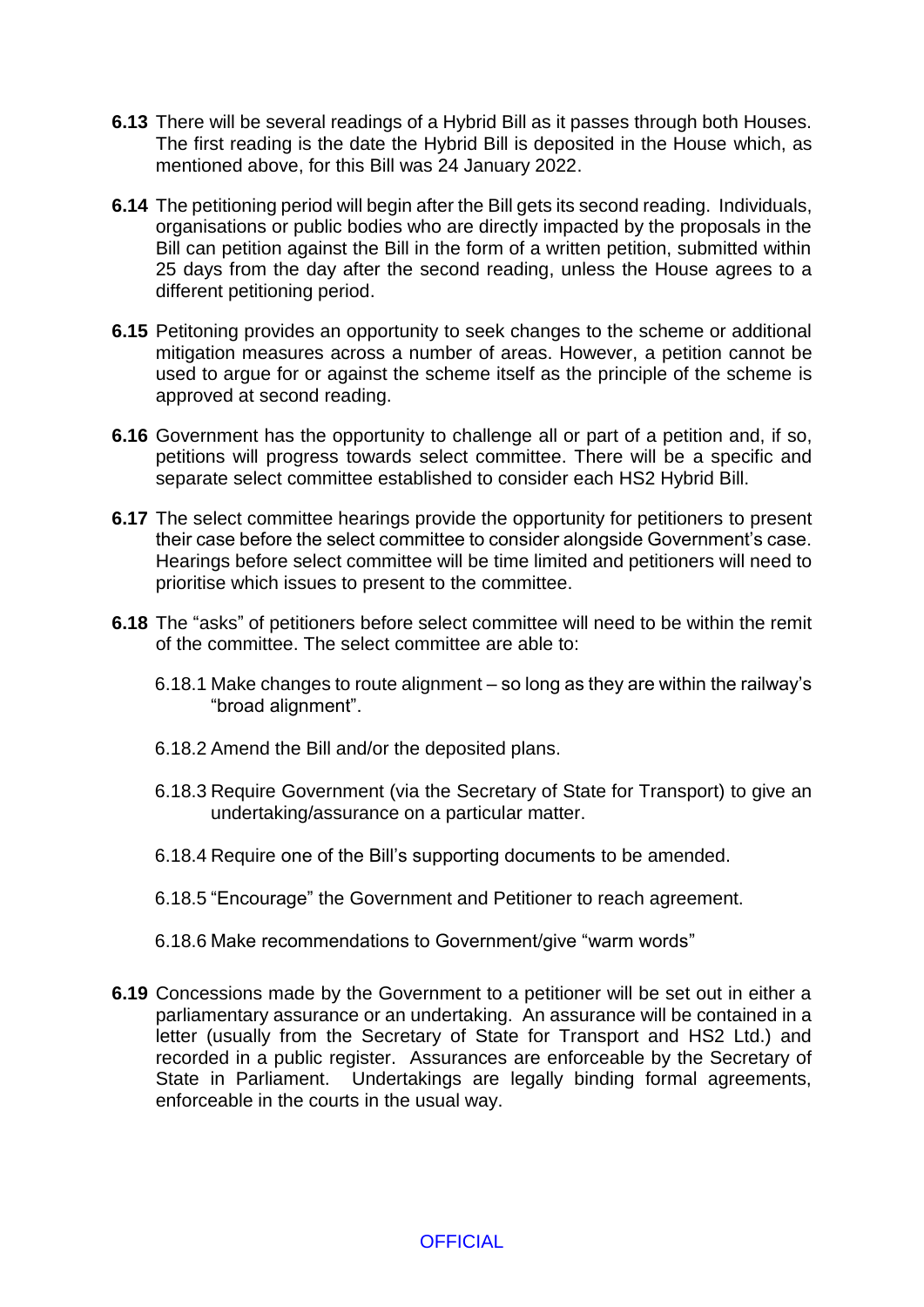**6.13** There will be several readings of a Hybrid Bill as it passes through both Houses. The first reading is the date the Hybrid Bill is deposited in the House which, as mentioned above, for this Bill was 24 January 2022.

**6.14** The petitioning period will begin after the Bill gets its second reading. Individuals, organisations or public bodies who are directly impacted by the proposals in the Bill can petition against the Bill in the form of a written petition, submitted within 25 days from the day after the second reading, unless the House agrees to a different petitioning period.

**6.15** Petitoning provides an opportunity to seek changes to the scheme or additional mitigation measures across a number of areas. However, a petition cannot be used to argue for or against the scheme itself as the principle of the scheme is approved at second reading.

**6.16** Government has the opportunity to challenge all or part of a petition and, if so, petitions will progress towards select committee. There will be a specific and separate select committee established to consider each HS2 Hybrid Bill.

**6.17** The select committee hearings provide the opportunity for petitioners to present their case before the select committee to consider alongside Government's case. Hearings before select committee will be time limited and petitioners will need to prioritise which issues to present to the committee.

**6.18** The "asks" of petitioners before select committee will need to be within the remit of the committee. The select committee are able to:

6.18.1 Make changes to route alignment – so long as they are within the railway's "broad alignment".

6.18.2 Amend the Bill and/or the deposited plans.

6.18.3 Require Government (via the Secretary of State for Transport) to give an undertaking/assurance on a particular matter.

6.18.4 Require one of the Bill's supporting documents to be amended.

6.18.5 "Encourage" the Government and Petitioner to reach agreement.

6.18.6 Make recommendations to Government/give "warm words"

**6.19** Concessions made by the Government to a petitioner will be set out in either a parliamentary assurance or an undertaking. An assurance will be contained in a letter (usually from the Secretary of State for Transport and HS2 Ltd.) and recorded in a public register. Assurances are enforceable by the Secretary of State in Parliament. Undertakings are legally binding formal agreements, enforceable in the courts in the usual way.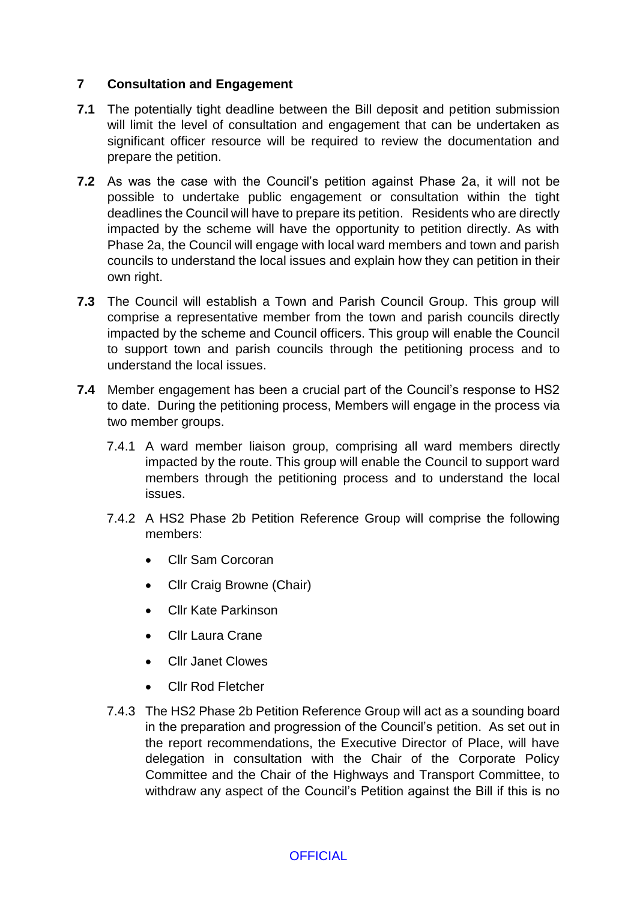## 7 Consultation and Engagement

**7.1** The potentially tight deadline between the Bill deposit and petition submission will limit the level of consultation and engagement that can be undertaken as significant officer resource will be required to review the documentation and prepare the petition.

**7.2** As was the case with the Council's petition against Phase 2a, it will not be possible to undertake public engagement or consultation within the tight deadlines the Council will have to prepare its petition. Residents who are directly impacted by the scheme will have the opportunity to petition directly. As with Phase 2a, the Council will engage with local ward members and town and parish councils to understand the local issues and explain how they can petition in their own right.

**7.3** The Council will establish a Town and Parish Council Group. This group will comprise a representative member from the town and parish councils directly impacted by the scheme and Council officers. This group will enable the Council to support town and parish councils through the petitioning process and to understand the local issues.

**7.4** Member engagement has been a crucial part of the Council's response to HS2 to date. During the petitioning process, Members will engage in the process via two member groups.

7.4.1 A ward member liaison group, comprising all ward members directly impacted by the route. This group will enable the Council to support ward members through the petitioning process and to understand the local issues.

7.4.2 A HS2 Phase 2b Petition Reference Group will comprise the following members:

- Cllr Sam Corcoran
- Cllr Craig Browne (Chair)
- Cllr Kate Parkinson
- Cllr Laura Crane
- Cllr Janet Clowes
- Cllr Rod Fletcher

7.4.3 The HS2 Phase 2b Petition Reference Group will act as a sounding board in the preparation and progression of the Council's petition. As set out in the report recommendations, the Executive Director of Place, will have delegation in consultation with the Chair of the Corporate Policy Committee and the Chair of the Highways and Transport Committee, to withdraw any aspect of the Council's Petition against the Bill if this is no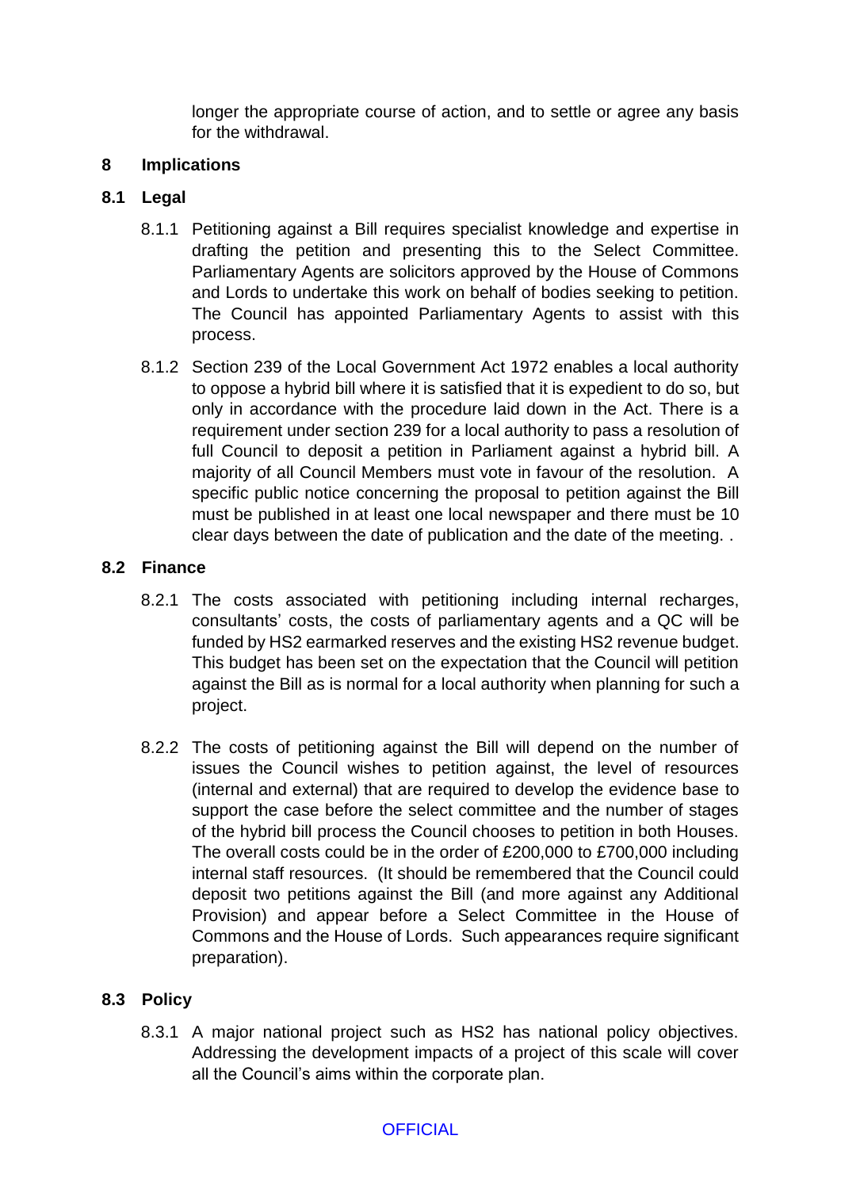longer the appropriate course of action, and to settle or agree any basis for the withdrawal.

## 8 Implications

### 8.1 Legal

8.1.1 Petitioning against a Bill requires specialist knowledge and expertise in drafting the petition and presenting this to the Select Committee. Parliamentary Agents are solicitors approved by the House of Commons and Lords to undertake this work on behalf of bodies seeking to petition. The Council has appointed Parliamentary Agents to assist with this process.

8.1.2 Section 239 of the Local Government Act 1972 enables a local authority to oppose a hybrid bill where it is satisfied that it is expedient to do so, but only in accordance with the procedure laid down in the Act. There is a requirement under section 239 for a local authority to pass a resolution of full Council to deposit a petition in Parliament against a hybrid bill. A majority of all Council Members must vote in favour of the resolution. A specific public notice concerning the proposal to petition against the Bill must be published in at least one local newspaper and there must be 10 clear days between the date of publication and the date of the meeting. .

### 8.2 Finance

8.2.1 The costs associated with petitioning including internal recharges, consultants' costs, the costs of parliamentary agents and a QC will be funded by HS2 earmarked reserves and the existing HS2 revenue budget. This budget has been set on the expectation that the Council will petition against the Bill as is normal for a local authority when planning for such a project.

8.2.2 The costs of petitioning against the Bill will depend on the number of issues the Council wishes to petition against, the level of resources (internal and external) that are required to develop the evidence base to support the case before the select committee and the number of stages of the hybrid bill process the Council chooses to petition in both Houses. The overall costs could be in the order of £200,000 to £700,000 including internal staff resources. (It should be remembered that the Council could deposit two petitions against the Bill (and more against any Additional Provision) and appear before a Select Committee in the House of Commons and the House of Lords. Such appearances require significant preparation).

### 8.3 Policy

8.3.1 A major national project such as HS2 has national policy objectives. Addressing the development impacts of a project of this scale will cover all the Council's aims within the corporate plan.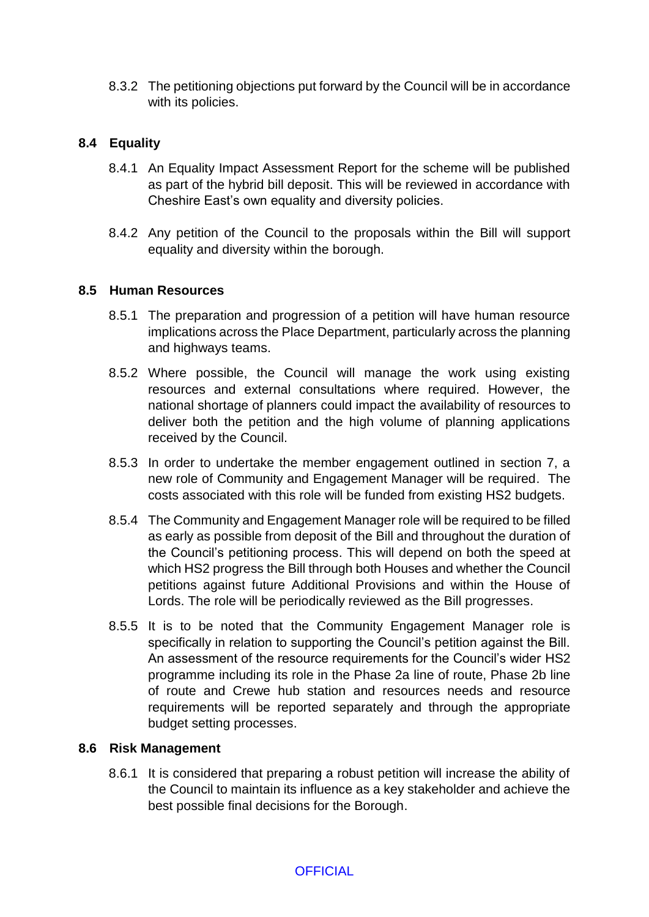8.3.2 The petitioning objections put forward by the Council will be in accordance with its policies.

### 8.4 Equality

8.4.1 An Equality Impact Assessment Report for the scheme will be published as part of the hybrid bill deposit. This will be reviewed in accordance with Cheshire East's own equality and diversity policies.

8.4.2 Any petition of the Council to the proposals within the Bill will support equality and diversity within the borough.

### 8.5 Human Resources

8.5.1 The preparation and progression of a petition will have human resource implications across the Place Department, particularly across the planning and highways teams.

8.5.2 Where possible, the Council will manage the work using existing resources and external consultations where required. However, the national shortage of planners could impact the availability of resources to deliver both the petition and the high volume of planning applications received by the Council.

8.5.3 In order to undertake the member engagement outlined in section 7, a new role of Community and Engagement Manager will be required. The costs associated with this role will be funded from existing HS2 budgets.

8.5.4 The Community and Engagement Manager role will be required to be filled as early as possible from deposit of the Bill and throughout the duration of the Council's petitioning process. This will depend on both the speed at which HS2 progress the Bill through both Houses and whether the Council petitions against future Additional Provisions and within the House of Lords. The role will be periodically reviewed as the Bill progresses.

8.5.5 It is to be noted that the Community Engagement Manager role is specifically in relation to supporting the Council's petition against the Bill. An assessment of the resource requirements for the Council's wider HS2 programme including its role in the Phase 2a line of route, Phase 2b line of route and Crewe hub station and resources needs and resource requirements will be reported separately and through the appropriate budget setting processes.

### 8.6 Risk Management

8.6.1 It is considered that preparing a robust petition will increase the ability of the Council to maintain its influence as a key stakeholder and achieve the best possible final decisions for the Borough.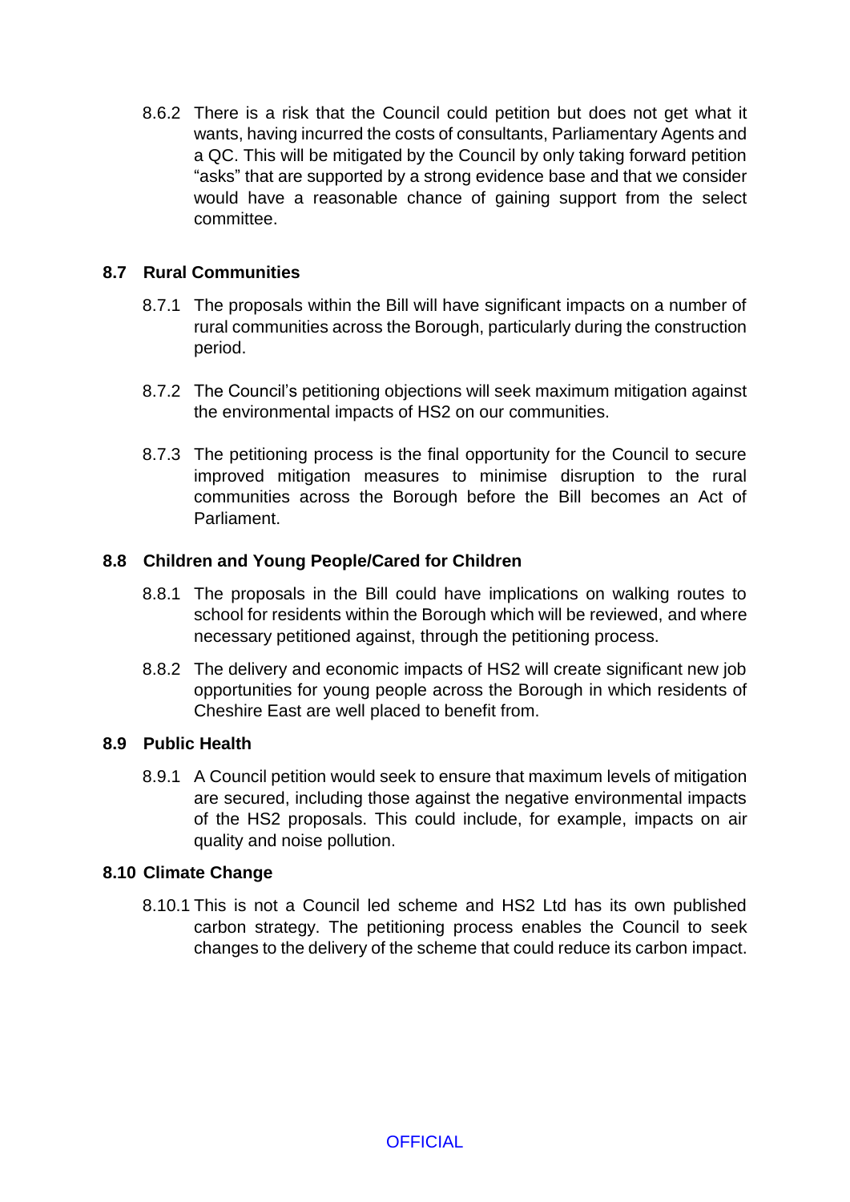8.6.2 There is a risk that the Council could petition but does not get what it wants, having incurred the costs of consultants, Parliamentary Agents and a QC. This will be mitigated by the Council by only taking forward petition "asks" that are supported by a strong evidence base and that we consider would have a reasonable chance of gaining support from the select committee.

### 8.7 Rural Communities

8.7.1 The proposals within the Bill will have significant impacts on a number of rural communities across the Borough, particularly during the construction period.

8.7.2 The Council's petitioning objections will seek maximum mitigation against the environmental impacts of HS2 on our communities.

8.7.3 The petitioning process is the final opportunity for the Council to secure improved mitigation measures to minimise disruption to the rural communities across the Borough before the Bill becomes an Act of Parliament.

### 8.8 Children and Young People/Cared for Children

8.8.1 The proposals in the Bill could have implications on walking routes to school for residents within the Borough which will be reviewed, and where necessary petitioned against, through the petitioning process.

8.8.2 The delivery and economic impacts of HS2 will create significant new job opportunities for young people across the Borough in which residents of Cheshire East are well placed to benefit from.

### 8.9 Public Health

8.9.1 A Council petition would seek to ensure that maximum levels of mitigation are secured, including those against the negative environmental impacts of the HS2 proposals. This could include, for example, impacts on air quality and noise pollution.

### 8.10 Climate Change

8.10.1 This is not a Council led scheme and HS2 Ltd has its own published carbon strategy. The petitioning process enables the Council to seek changes to the delivery of the scheme that could reduce its carbon impact.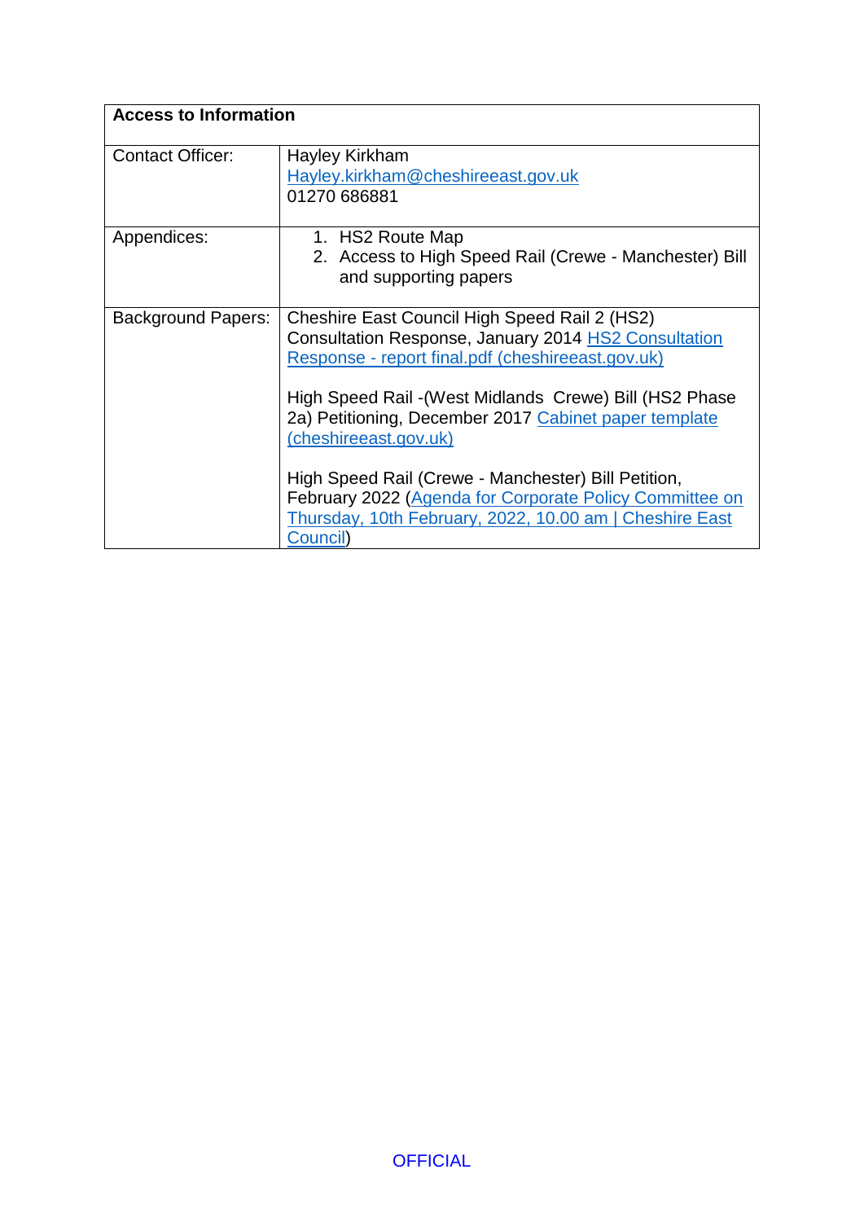| Access to Information | |
|---|---|
| Contact Officer: | Hayley Kirkham<br>Hayley.kirkham@cheshireeast.gov.uk<br>01270 686881 |
| Appendices: | 1. HS2 Route Map<br>2. Access to High Speed Rail (Crewe - Manchester) Bill and supporting papers |
| Background Papers: | Cheshire East Council High Speed Rail 2 (HS2) Consultation Response, January 2014 HS2 Consultation Response - report final.pdf (cheshireeast.gov.uk)<br><br>High Speed Rail -(West Midlands Crewe) Bill (HS2 Phase 2a) Petitioning, December 2017 Cabinet paper template (cheshireeast.gov.uk)<br><br>High Speed Rail (Crewe - Manchester) Bill Petition, February 2022 (Agenda for Corporate Policy Committee on Thursday, 10th February, 2022, 10.00 am \| Cheshire East Council) |

OFFICIAL